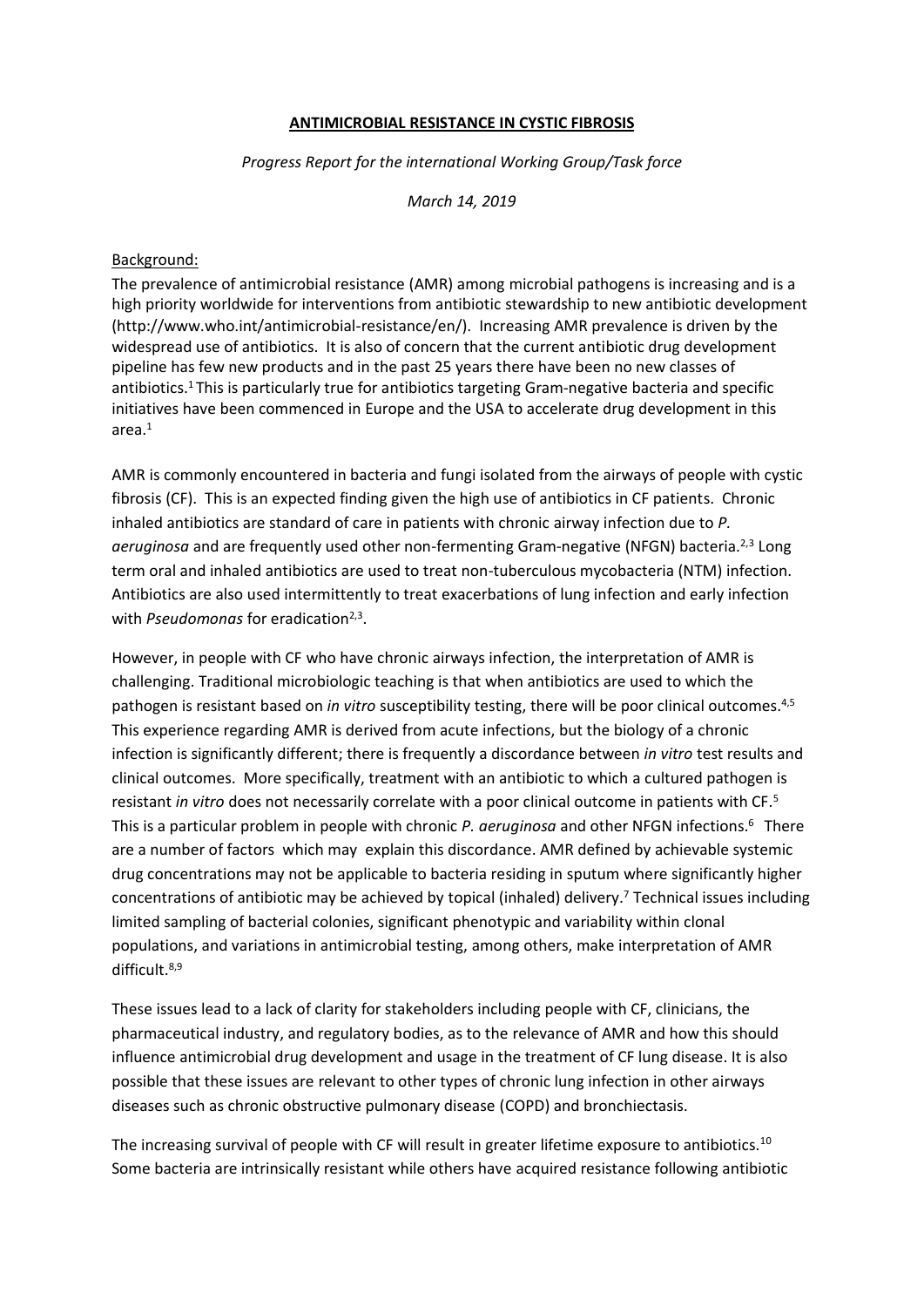**ANTIMICROBIAL RESISTANCE IN CYSTIC FIBROSIS**

*Progress Report for the international Working Group/Task force*

*March 14, 2019*

Background:

The prevalence of antimicrobial resistance (AMR) among microbial pathogens is increasing and is a high priority worldwide for interventions from antibiotic stewardship to new antibiotic development (http://www.who.int/antimicrobial-resistance/en/). Increasing AMR prevalence is driven by the widespread use of antibiotics. It is also of concern that the current antibiotic drug development pipeline has few new products and in the past 25 years there have been no new classes of antibiotics.[1] This is particularly true for antibiotics targeting Gram-negative bacteria and specific initiatives have been commenced in Europe and the USA to accelerate drug development in this area.[1]

AMR is commonly encountered in bacteria and fungi isolated from the airways of people with cystic fibrosis (CF). This is an expected finding given the high use of antibiotics in CF patients. Chronic inhaled antibiotics are standard of care in patients with chronic airway infection due to *P. aeruginosa* and are frequently used other non-fermenting Gram-negative (NFGN) bacteria.[2,3] Long term oral and inhaled antibiotics are used to treat non-tuberculous mycobacteria (NTM) infection. Antibiotics are also used intermittently to treat exacerbations of lung infection and early infection with *Pseudomonas* for eradication[2,3].

However, in people with CF who have chronic airways infection, the interpretation of AMR is challenging. Traditional microbiologic teaching is that when antibiotics are used to which the pathogen is resistant based on *in vitro* susceptibility testing, there will be poor clinical outcomes.[4,5] This experience regarding AMR is derived from acute infections, but the biology of a chronic infection is significantly different; there is frequently a discordance between *in vitro* test results and clinical outcomes. More specifically, treatment with an antibiotic to which a cultured pathogen is resistant *in vitro* does not necessarily correlate with a poor clinical outcome in patients with CF.[5] This is a particular problem in people with chronic *P. aeruginosa* and other NFGN infections.[6] There are a number of factors which may explain this discordance. AMR defined by achievable systemic drug concentrations may not be applicable to bacteria residing in sputum where significantly higher concentrations of antibiotic may be achieved by topical (inhaled) delivery.[7] Technical issues including limited sampling of bacterial colonies, significant phenotypic and variability within clonal populations, and variations in antimicrobial testing, among others, make interpretation of AMR difficult.[8,9]

These issues lead to a lack of clarity for stakeholders including people with CF, clinicians, the pharmaceutical industry, and regulatory bodies, as to the relevance of AMR and how this should influence antimicrobial drug development and usage in the treatment of CF lung disease. It is also possible that these issues are relevant to other types of chronic lung infection in other airways diseases such as chronic obstructive pulmonary disease (COPD) and bronchiectasis.

The increasing survival of people with CF will result in greater lifetime exposure to antibiotics.[10] Some bacteria are intrinsically resistant while others have acquired resistance following antibiotic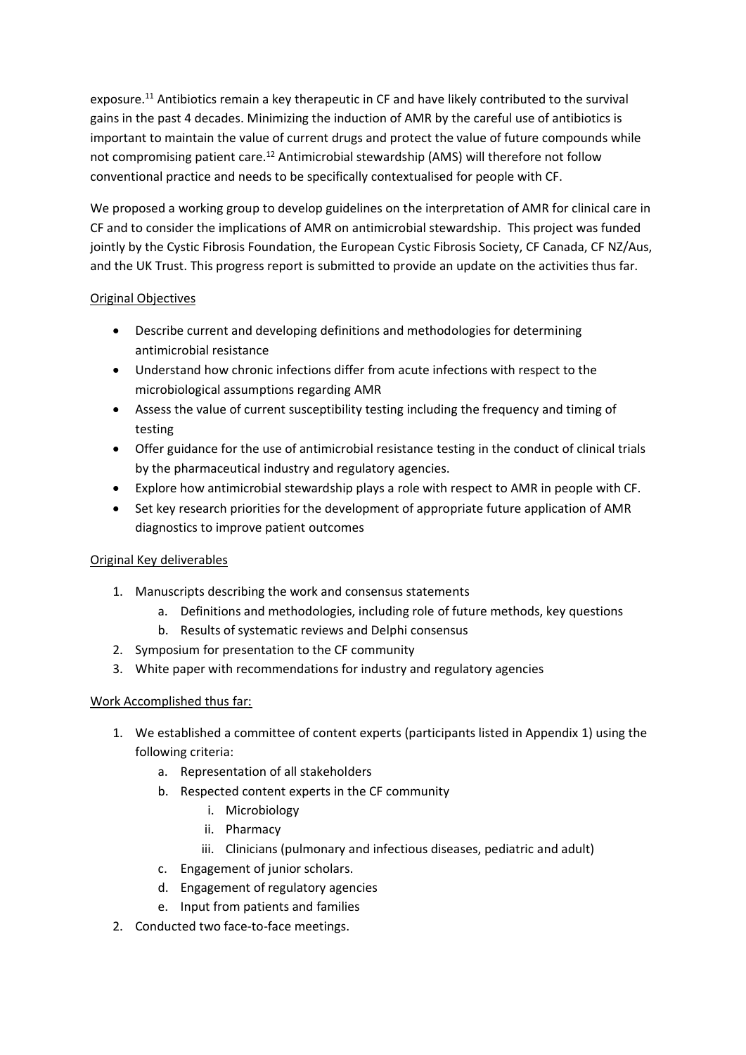exposure.[11] Antibiotics remain a key therapeutic in CF and have likely contributed to the survival gains in the past 4 decades. Minimizing the induction of AMR by the careful use of antibiotics is important to maintain the value of current drugs and protect the value of future compounds while not compromising patient care.[12] Antimicrobial stewardship (AMS) will therefore not follow conventional practice and needs to be specifically contextualised for people with CF.

We proposed a working group to develop guidelines on the interpretation of AMR for clinical care in CF and to consider the implications of AMR on antimicrobial stewardship. This project was funded jointly by the Cystic Fibrosis Foundation, the European Cystic Fibrosis Society, CF Canada, CF NZ/Aus, and the UK Trust. This progress report is submitted to provide an update on the activities thus far.

<u>Original Objectives</u>

- Describe current and developing definitions and methodologies for determining antimicrobial resistance
- Understand how chronic infections differ from acute infections with respect to the microbiological assumptions regarding AMR
- Assess the value of current susceptibility testing including the frequency and timing of testing
- Offer guidance for the use of antimicrobial resistance testing in the conduct of clinical trials by the pharmaceutical industry and regulatory agencies.
- Explore how antimicrobial stewardship plays a role with respect to AMR in people with CF.
- Set key research priorities for the development of appropriate future application of AMR diagnostics to improve patient outcomes

<u>Original Key deliverables</u>

1. Manuscripts describing the work and consensus statements
    a. Definitions and methodologies, including role of future methods, key questions
    b. Results of systematic reviews and Delphi consensus
2. Symposium for presentation to the CF community
3. White paper with recommendations for industry and regulatory agencies

<u>Work Accomplished thus far:</u>

1. We established a committee of content experts (participants listed in Appendix 1) using the following criteria:
    a. Representation of all stakeholders
    b. Respected content experts in the CF community
        i. Microbiology
        ii. Pharmacy
        iii. Clinicians (pulmonary and infectious diseases, pediatric and adult)
    c. Engagement of junior scholars.
    d. Engagement of regulatory agencies
    e. Input from patients and families
2. Conducted two face-to-face meetings.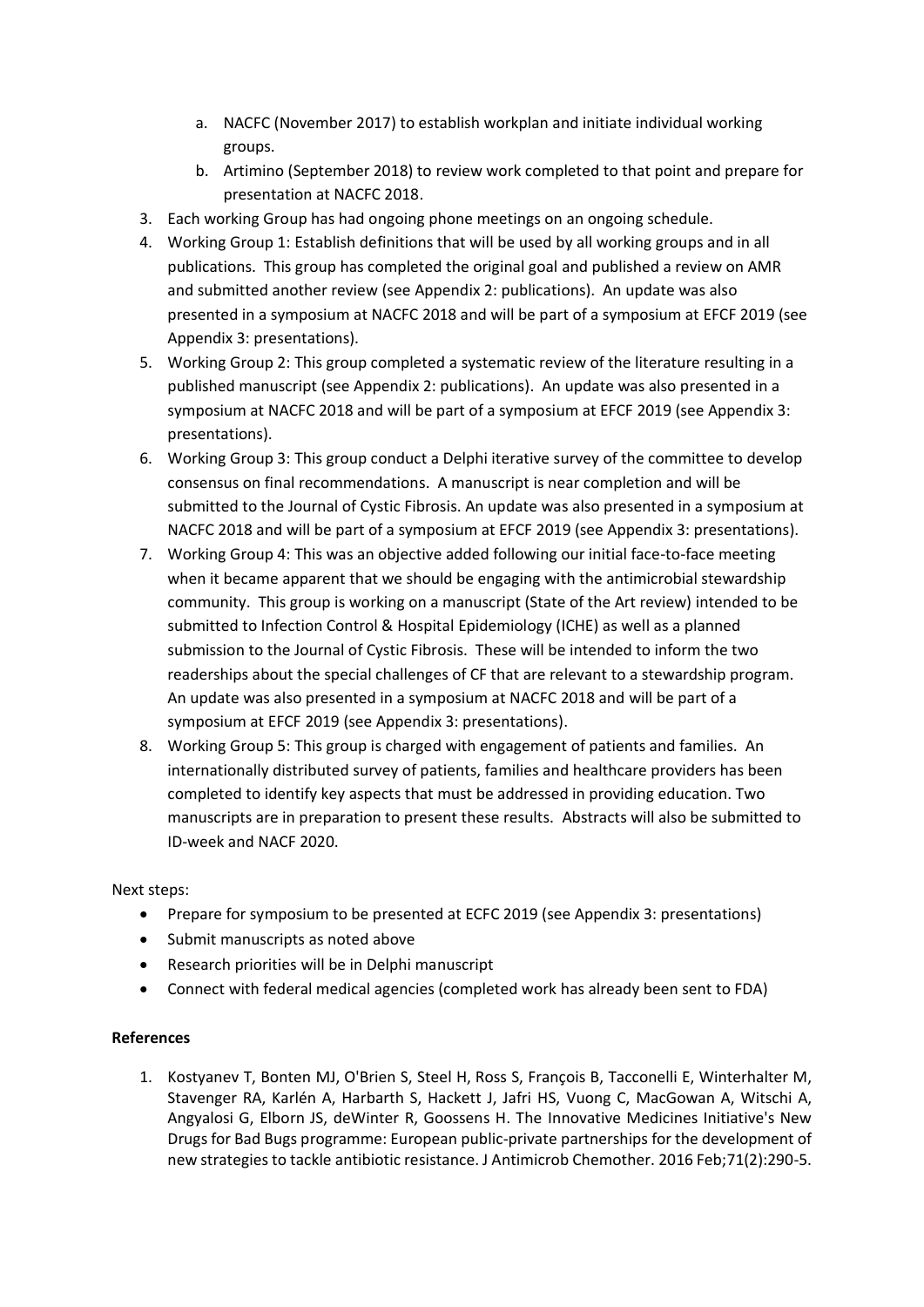a. NACFC (November 2017) to establish workplan and initiate individual working groups.
   b. Artimino (September 2018) to review work completed to that point and prepare for presentation at NACFC 2018.
3. Each working Group has had ongoing phone meetings on an ongoing schedule.
4. Working Group 1: Establish definitions that will be used by all working groups and in all publications. This group has completed the original goal and published a review on AMR and submitted another review (see Appendix 2: publications). An update was also presented in a symposium at NACFC 2018 and will be part of a symposium at EFCF 2019 (see Appendix 3: presentations).
5. Working Group 2: This group completed a systematic review of the literature resulting in a published manuscript (see Appendix 2: publications). An update was also presented in a symposium at NACFC 2018 and will be part of a symposium at EFCF 2019 (see Appendix 3: presentations).
6. Working Group 3: This group conduct a Delphi iterative survey of the committee to develop consensus on final recommendations. A manuscript is near completion and will be submitted to the Journal of Cystic Fibrosis. An update was also presented in a symposium at NACFC 2018 and will be part of a symposium at EFCF 2019 (see Appendix 3: presentations).
7. Working Group 4: This was an objective added following our initial face-to-face meeting when it became apparent that we should be engaging with the antimicrobial stewardship community. This group is working on a manuscript (State of the Art review) intended to be submitted to Infection Control & Hospital Epidemiology (ICHE) as well as a planned submission to the Journal of Cystic Fibrosis. These will be intended to inform the two readerships about the special challenges of CF that are relevant to a stewardship program. An update was also presented in a symposium at NACFC 2018 and will be part of a symposium at EFCF 2019 (see Appendix 3: presentations).
8. Working Group 5: This group is charged with engagement of patients and families. An internationally distributed survey of patients, families and healthcare providers has been completed to identify key aspects that must be addressed in providing education. Two manuscripts are in preparation to present these results. Abstracts will also be submitted to ID-week and NACF 2020.

Next steps:

- Prepare for symposium to be presented at ECFC 2019 (see Appendix 3: presentations)
- Submit manuscripts as noted above
- Research priorities will be in Delphi manuscript
- Connect with federal medical agencies (completed work has already been sent to FDA)

**References**

1. Kostyanev T, Bonten MJ, O'Brien S, Steel H, Ross S, François B, Tacconelli E, Winterhalter M, Stavenger RA, Karlén A, Harbarth S, Hackett J, Jafri HS, Vuong C, MacGowan A, Witschi A, Angyalosi G, Elborn JS, deWinter R, Goossens H. The Innovative Medicines Initiative's New Drugs for Bad Bugs programme: European public-private partnerships for the development of new strategies to tackle antibiotic resistance. J Antimicrob Chemother. 2016 Feb;71(2):290-5.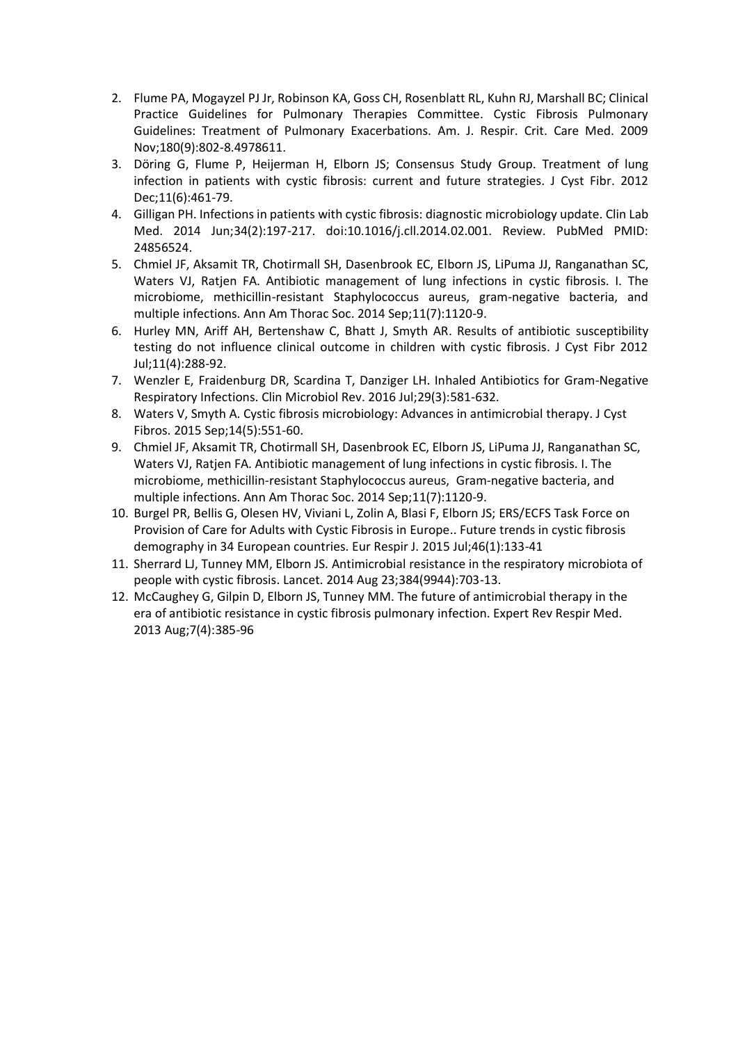2. Flume PA, Mogayzel PJ Jr, Robinson KA, Goss CH, Rosenblatt RL, Kuhn RJ, Marshall BC; Clinical Practice Guidelines for Pulmonary Therapies Committee. Cystic Fibrosis Pulmonary Guidelines: Treatment of Pulmonary Exacerbations. Am. J. Respir. Crit. Care Med. 2009 Nov;180(9):802-8.4978611.
3. Döring G, Flume P, Heijerman H, Elborn JS; Consensus Study Group. Treatment of lung infection in patients with cystic fibrosis: current and future strategies. J Cyst Fibr. 2012 Dec;11(6):461-79.
4. Gilligan PH. Infections in patients with cystic fibrosis: diagnostic microbiology update. Clin Lab Med. 2014 Jun;34(2):197-217. doi:10.1016/j.cll.2014.02.001. Review. PubMed PMID: 24856524.
5. Chmiel JF, Aksamit TR, Chotirmall SH, Dasenbrook EC, Elborn JS, LiPuma JJ, Ranganathan SC, Waters VJ, Ratjen FA. Antibiotic management of lung infections in cystic fibrosis. I. The microbiome, methicillin-resistant Staphylococcus aureus, gram-negative bacteria, and multiple infections. Ann Am Thorac Soc. 2014 Sep;11(7):1120-9.
6. Hurley MN, Ariff AH, Bertenshaw C, Bhatt J, Smyth AR. Results of antibiotic susceptibility testing do not influence clinical outcome in children with cystic fibrosis. J Cyst Fibr 2012 Jul;11(4):288-92.
7. Wenzler E, Fraidenburg DR, Scardina T, Danziger LH. Inhaled Antibiotics for Gram-Negative Respiratory Infections. Clin Microbiol Rev. 2016 Jul;29(3):581-632.
8. Waters V, Smyth A. Cystic fibrosis microbiology: Advances in antimicrobial therapy. J Cyst Fibros. 2015 Sep;14(5):551-60.
9. Chmiel JF, Aksamit TR, Chotirmall SH, Dasenbrook EC, Elborn JS, LiPuma JJ, Ranganathan SC, Waters VJ, Ratjen FA. Antibiotic management of lung infections in cystic fibrosis. I. The microbiome, methicillin-resistant Staphylococcus aureus, Gram-negative bacteria, and multiple infections. Ann Am Thorac Soc. 2014 Sep;11(7):1120-9.
10. Burgel PR, Bellis G, Olesen HV, Viviani L, Zolin A, Blasi F, Elborn JS; ERS/ECFS Task Force on Provision of Care for Adults with Cystic Fibrosis in Europe.. Future trends in cystic fibrosis demography in 34 European countries. Eur Respir J. 2015 Jul;46(1):133-41
11. Sherrard LJ, Tunney MM, Elborn JS. Antimicrobial resistance in the respiratory microbiota of people with cystic fibrosis. Lancet. 2014 Aug 23;384(9944):703-13.
12. McCaughey G, Gilpin D, Elborn JS, Tunney MM. The future of antimicrobial therapy in the era of antibiotic resistance in cystic fibrosis pulmonary infection. Expert Rev Respir Med. 2013 Aug;7(4):385-96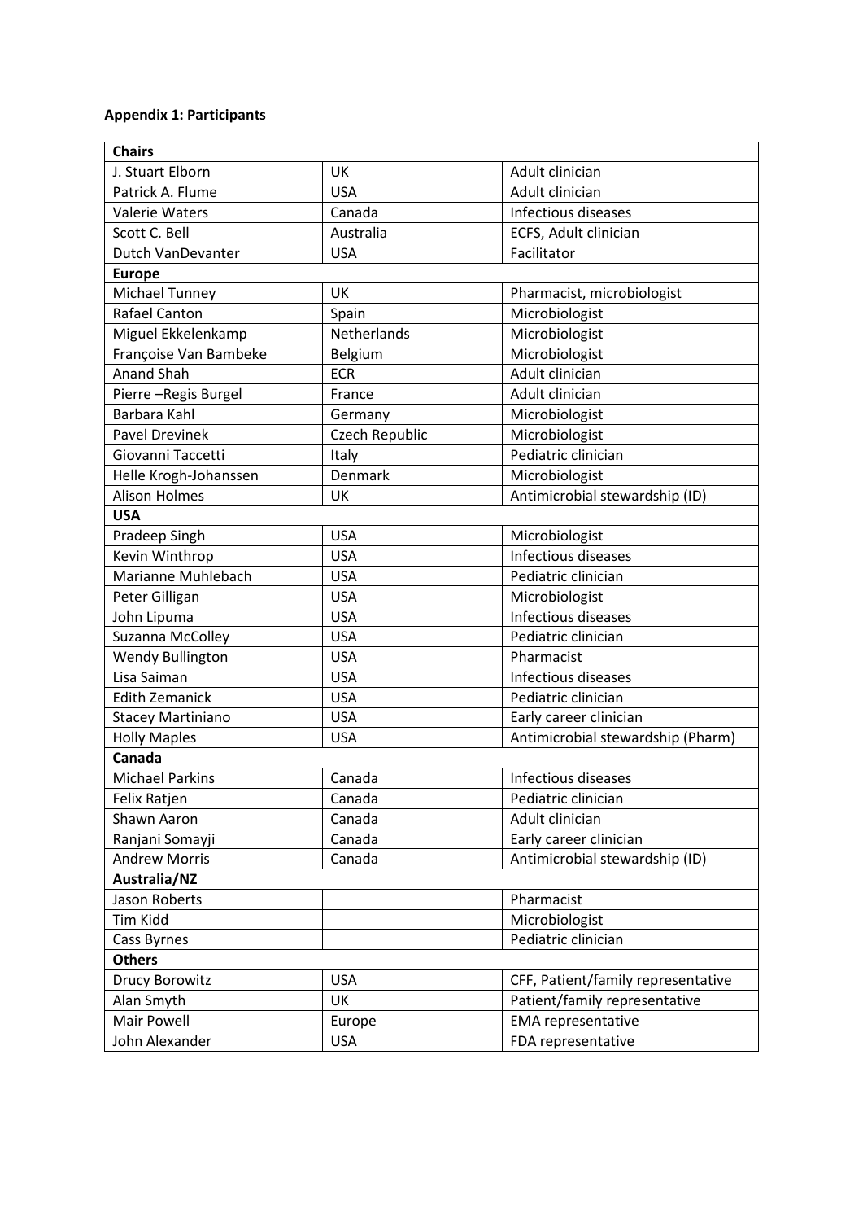**Appendix 1: Participants**

| **Chairs** | | |
|---|---|---|
| J. Stuart Elborn | UK | Adult clinician |
| Patrick A. Flume | USA | Adult clinician |
| Valerie Waters | Canada | Infectious diseases |
| Scott C. Bell | Australia | ECFS, Adult clinician |
| Dutch VanDevanter | USA | Facilitator |
| **Europe** | | |
| Michael Tunney | UK | Pharmacist, microbiologist |
| Rafael Canton | Spain | Microbiologist |
| Miguel Ekkelenkamp | Netherlands | Microbiologist |
| Françoise Van Bambeke | Belgium | Microbiologist |
| Anand Shah | ECR | Adult clinician |
| Pierre –Regis Burgel | France | Adult clinician |
| Barbara Kahl | Germany | Microbiologist |
| Pavel Drevinek | Czech Republic | Microbiologist |
| Giovanni Taccetti | Italy | Pediatric clinician |
| Helle Krogh-Johanssen | Denmark | Microbiologist |
| Alison Holmes | UK | Antimicrobial stewardship (ID) |
| **USA** | | |
| Pradeep Singh | USA | Microbiologist |
| Kevin Winthrop | USA | Infectious diseases |
| Marianne Muhlebach | USA | Pediatric clinician |
| Peter Gilligan | USA | Microbiologist |
| John Lipuma | USA | Infectious diseases |
| Suzanna McColley | USA | Pediatric clinician |
| Wendy Bullington | USA | Pharmacist |
| Lisa Saiman | USA | Infectious diseases |
| Edith Zemanick | USA | Pediatric clinician |
| Stacey Martiniano | USA | Early career clinician |
| Holly Maples | USA | Antimicrobial stewardship (Pharm) |
| **Canada** | | |
| Michael Parkins | Canada | Infectious diseases |
| Felix Ratjen | Canada | Pediatric clinician |
| Shawn Aaron | Canada | Adult clinician |
| Ranjani Somayji | Canada | Early career clinician |
| Andrew Morris | Canada | Antimicrobial stewardship (ID) |
| **Australia/NZ** | | |
| Jason Roberts | | Pharmacist |
| Tim Kidd | | Microbiologist |
| Cass Byrnes | | Pediatric clinician |
| **Others** | | |
| Drucy Borowitz | USA | CFF, Patient/family representative |
| Alan Smyth | UK | Patient/family representative |
| Mair Powell | Europe | EMA representative |
| John Alexander | USA | FDA representative |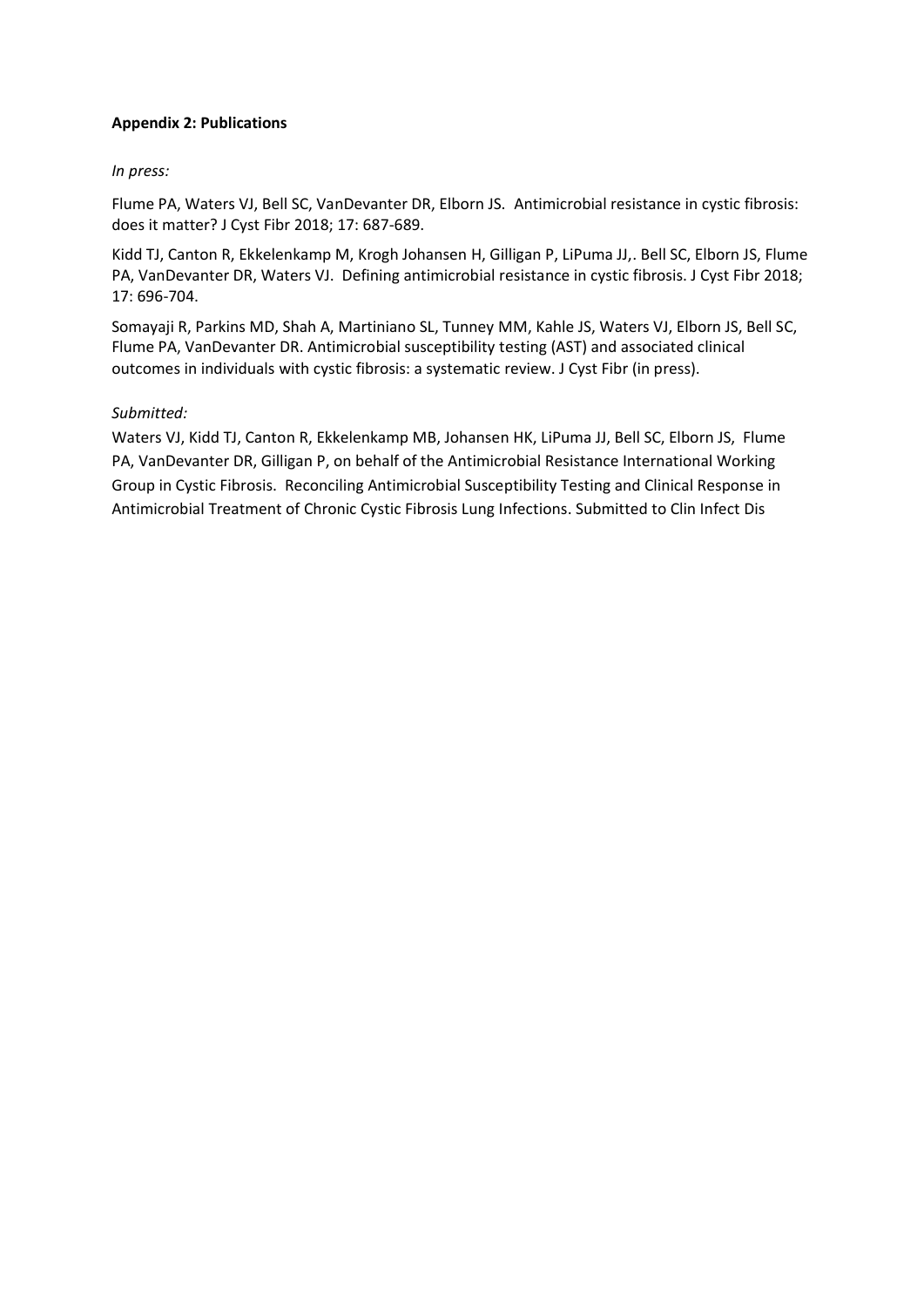**Appendix 2: Publications**

*In press:*

Flume PA, Waters VJ, Bell SC, VanDevanter DR, Elborn JS. Antimicrobial resistance in cystic fibrosis: does it matter? J Cyst Fibr 2018; 17: 687-689.

Kidd TJ, Canton R, Ekkelenkamp M, Krogh Johansen H, Gilligan P, LiPuma JJ,. Bell SC, Elborn JS, Flume PA, VanDevanter DR, Waters VJ. Defining antimicrobial resistance in cystic fibrosis. J Cyst Fibr 2018; 17: 696-704.

Somayaji R, Parkins MD, Shah A, Martiniano SL, Tunney MM, Kahle JS, Waters VJ, Elborn JS, Bell SC, Flume PA, VanDevanter DR. Antimicrobial susceptibility testing (AST) and associated clinical outcomes in individuals with cystic fibrosis: a systematic review. J Cyst Fibr (in press).

*Submitted:*

Waters VJ, Kidd TJ, Canton R, Ekkelenkamp MB, Johansen HK, LiPuma JJ, Bell SC, Elborn JS, Flume PA, VanDevanter DR, Gilligan P, on behalf of the Antimicrobial Resistance International Working Group in Cystic Fibrosis. Reconciling Antimicrobial Susceptibility Testing and Clinical Response in Antimicrobial Treatment of Chronic Cystic Fibrosis Lung Infections. Submitted to Clin Infect Dis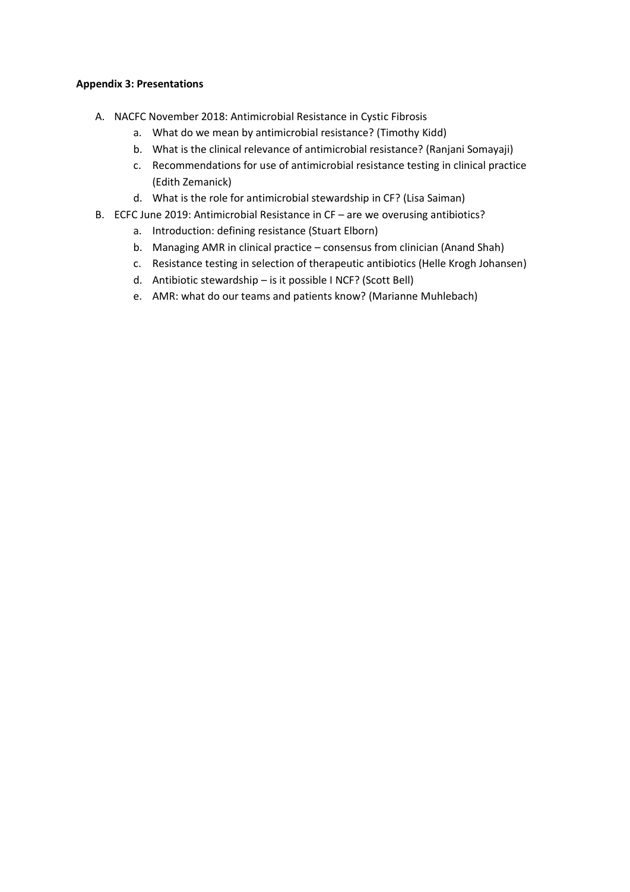**Appendix 3: Presentations**

A. NACFC November 2018: Antimicrobial Resistance in Cystic Fibrosis
    a. What do we mean by antimicrobial resistance? (Timothy Kidd)
    b. What is the clinical relevance of antimicrobial resistance? (Ranjani Somayaji)
    c. Recommendations for use of antimicrobial resistance testing in clinical practice (Edith Zemanick)
    d. What is the role for antimicrobial stewardship in CF? (Lisa Saiman)
B. ECFC June 2019: Antimicrobial Resistance in CF – are we overusing antibiotics?
    a. Introduction: defining resistance (Stuart Elborn)
    b. Managing AMR in clinical practice – consensus from clinician (Anand Shah)
    c. Resistance testing in selection of therapeutic antibiotics (Helle Krogh Johansen)
    d. Antibiotic stewardship – is it possible I NCF? (Scott Bell)
    e. AMR: what do our teams and patients know? (Marianne Muhlebach)